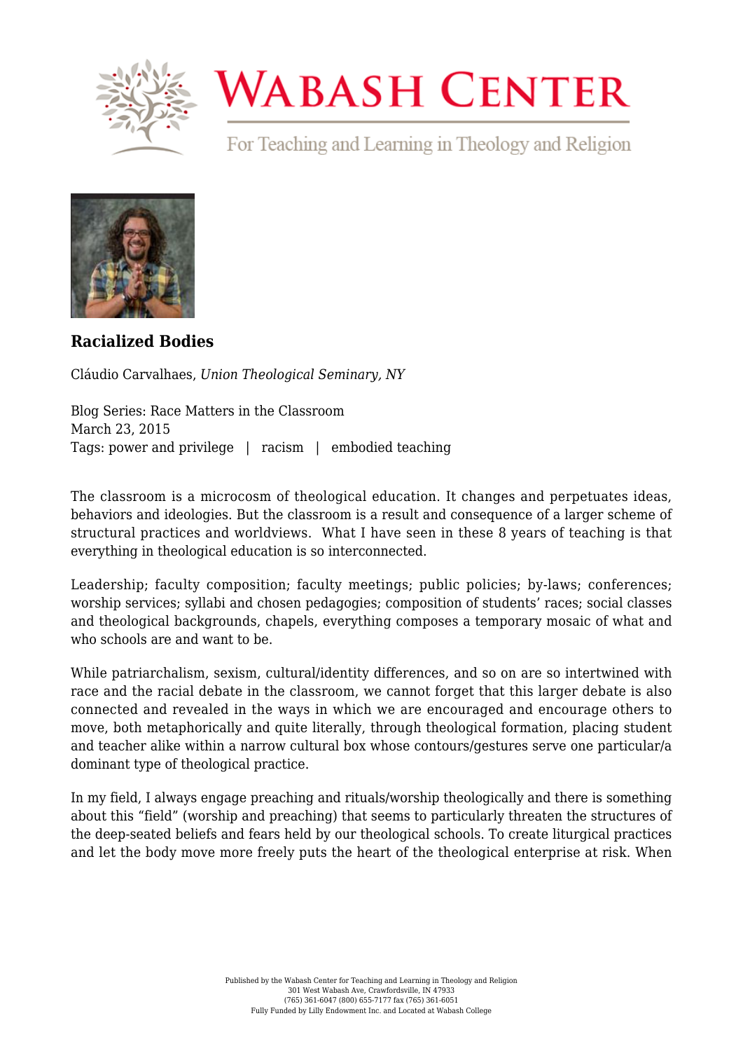# Wabash Center

For Teaching and Learning in Theology and Religion

### Racialized Bodies

Cláudio Carvalhaes, *Union Theological Seminary, NY*

Blog Series: Race Matters in the Classroom
March 23, 2015
Tags: power and privilege | racism | embodied teaching

The classroom is a microcosm of theological education. It changes and perpetuates ideas, behaviors and ideologies. But the classroom is a result and consequence of a larger scheme of structural practices and worldviews. What I have seen in these 8 years of teaching is that everything in theological education is so interconnected.

Leadership; faculty composition; faculty meetings; public policies; by-laws; conferences; worship services; syllabi and chosen pedagogies; composition of students' races; social classes and theological backgrounds, chapels, everything composes a temporary mosaic of what and who schools are and want to be.

While patriarchalism, sexism, cultural/identity differences, and so on are so intertwined with race and the racial debate in the classroom, we cannot forget that this larger debate is also connected and revealed in the ways in which we are encouraged and encourage others to move, both metaphorically and quite literally, through theological formation, placing student and teacher alike within a narrow cultural box whose contours/gestures serve one particular/a dominant type of theological practice.

In my field, I always engage preaching and rituals/worship theologically and there is something about this "field" (worship and preaching) that seems to particularly threaten the structures of the deep-seated beliefs and fears held by our theological schools. To create liturgical practices and let the body move more freely puts the heart of the theological enterprise at risk. When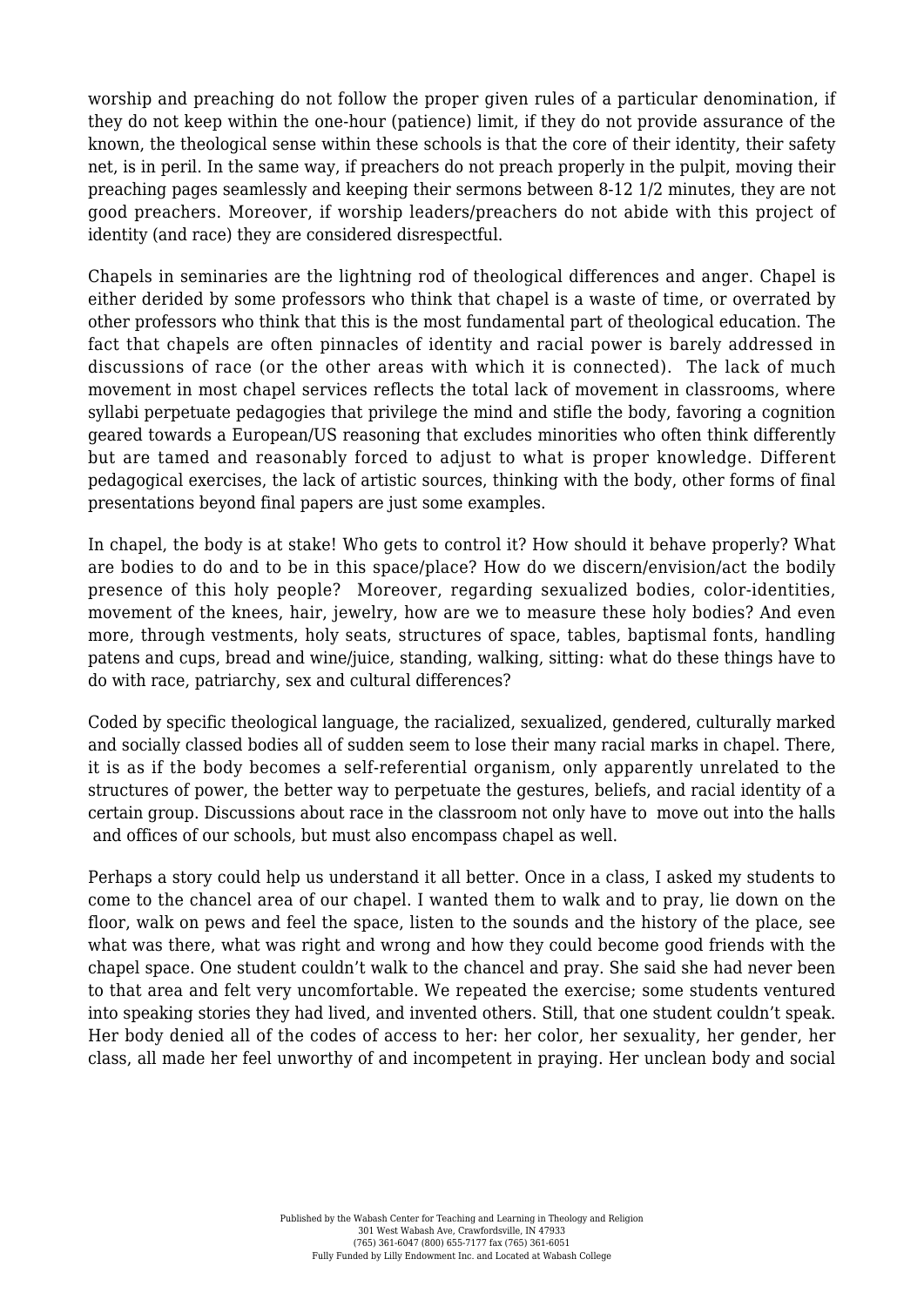worship and preaching do not follow the proper given rules of a particular denomination, if they do not keep within the one-hour (patience) limit, if they do not provide assurance of the known, the theological sense within these schools is that the core of their identity, their safety net, is in peril. In the same way, if preachers do not preach properly in the pulpit, moving their preaching pages seamlessly and keeping their sermons between 8-12 1/2 minutes, they are not good preachers. Moreover, if worship leaders/preachers do not abide with this project of identity (and race) they are considered disrespectful.

Chapels in seminaries are the lightning rod of theological differences and anger. Chapel is either derided by some professors who think that chapel is a waste of time, or overrated by other professors who think that this is the most fundamental part of theological education. The fact that chapels are often pinnacles of identity and racial power is barely addressed in discussions of race (or the other areas with which it is connected). The lack of much movement in most chapel services reflects the total lack of movement in classrooms, where syllabi perpetuate pedagogies that privilege the mind and stifle the body, favoring a cognition geared towards a European/US reasoning that excludes minorities who often think differently but are tamed and reasonably forced to adjust to what is proper knowledge. Different pedagogical exercises, the lack of artistic sources, thinking with the body, other forms of final presentations beyond final papers are just some examples.

In chapel, the body is at stake! Who gets to control it? How should it behave properly? What are bodies to do and to be in this space/place? How do we discern/envision/act the bodily presence of this holy people? Moreover, regarding sexualized bodies, color-identities, movement of the knees, hair, jewelry, how are we to measure these holy bodies? And even more, through vestments, holy seats, structures of space, tables, baptismal fonts, handling patens and cups, bread and wine/juice, standing, walking, sitting: what do these things have to do with race, patriarchy, sex and cultural differences?

Coded by specific theological language, the racialized, sexualized, gendered, culturally marked and socially classed bodies all of sudden seem to lose their many racial marks in chapel. There, it is as if the body becomes a self-referential organism, only apparently unrelated to the structures of power, the better way to perpetuate the gestures, beliefs, and racial identity of a certain group. Discussions about race in the classroom not only have to move out into the halls and offices of our schools, but must also encompass chapel as well.

Perhaps a story could help us understand it all better. Once in a class, I asked my students to come to the chancel area of our chapel. I wanted them to walk and to pray, lie down on the floor, walk on pews and feel the space, listen to the sounds and the history of the place, see what was there, what was right and wrong and how they could become good friends with the chapel space. One student couldn't walk to the chancel and pray. She said she had never been to that area and felt very uncomfortable. We repeated the exercise; some students ventured into speaking stories they had lived, and invented others. Still, that one student couldn't speak. Her body denied all of the codes of access to her: her color, her sexuality, her gender, her class, all made her feel unworthy of and incompetent in praying. Her unclean body and social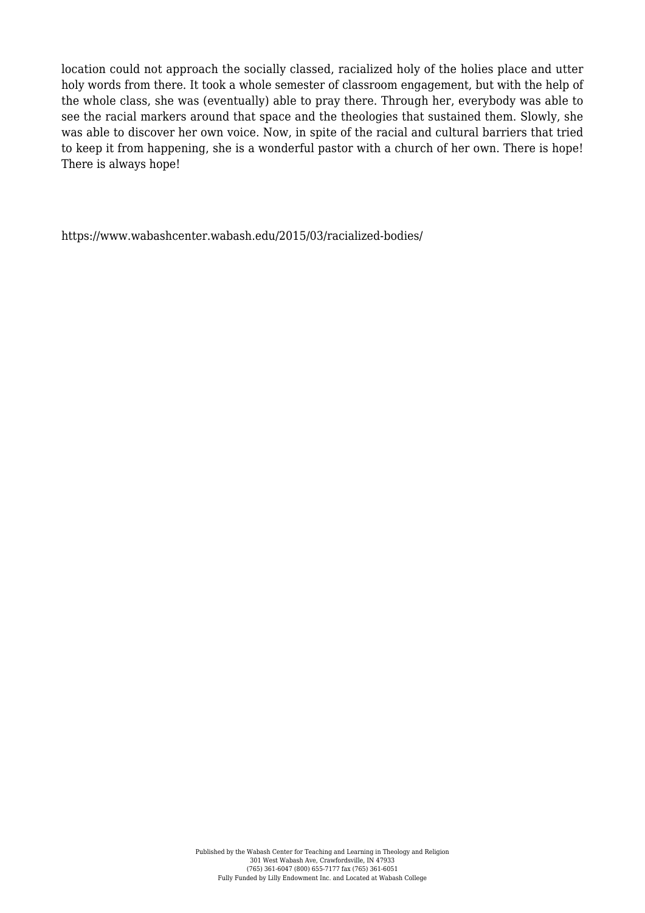location could not approach the socially classed, racialized holy of the holies place and utter holy words from there. It took a whole semester of classroom engagement, but with the help of the whole class, she was (eventually) able to pray there. Through her, everybody was able to see the racial markers around that space and the theologies that sustained them. Slowly, she was able to discover her own voice. Now, in spite of the racial and cultural barriers that tried to keep it from happening, she is a wonderful pastor with a church of her own. There is hope! There is always hope!

https://www.wabashcenter.wabash.edu/2015/03/racialized-bodies/